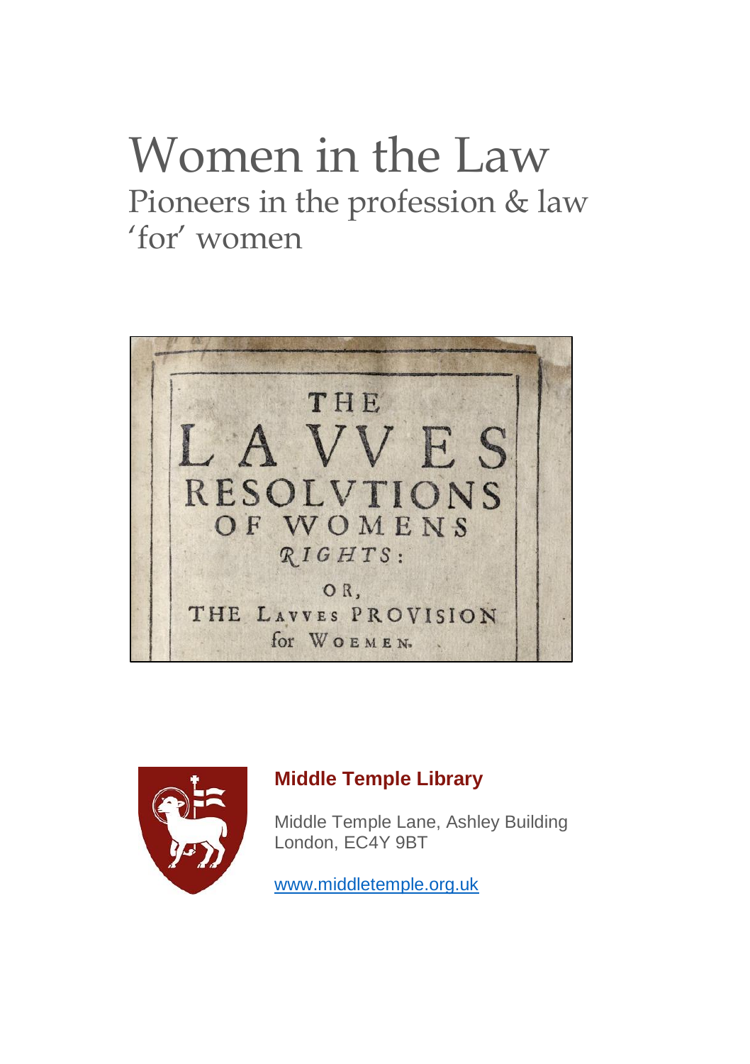# Women in the Law

## Pioneers in the profession & law 'for' women

THE
LAVVES
RESOLVTIONS
OF WOMENS
RIGHTS:
OR,
THE LAVVES PROVISION
for WOEMEN.

**Middle Temple Library**

Middle Temple Lane, Ashley Building
London, EC4Y 9BT

www.middletemple.org.uk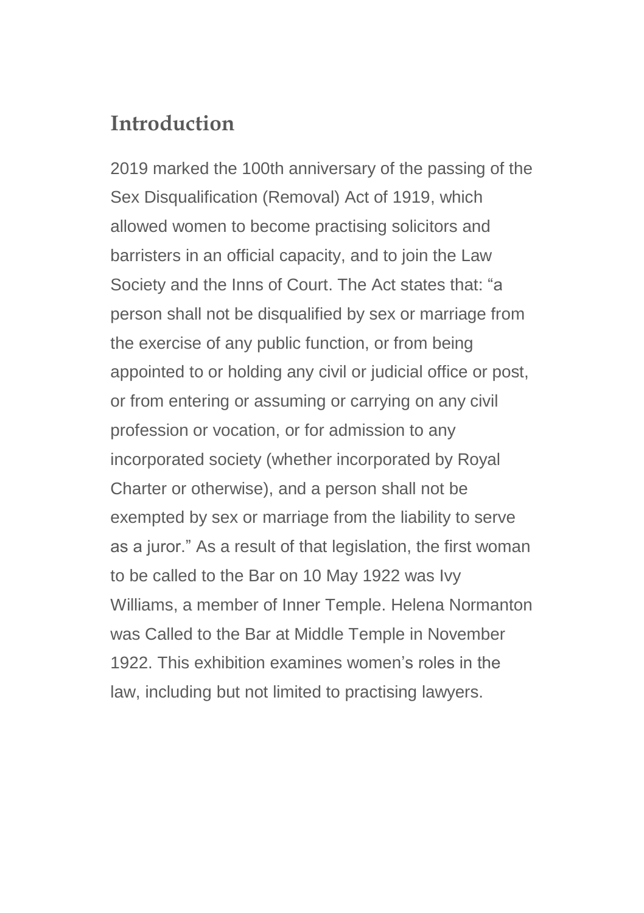## Introduction

2019 marked the 100th anniversary of the passing of the Sex Disqualification (Removal) Act of 1919, which allowed women to become practising solicitors and barristers in an official capacity, and to join the Law Society and the Inns of Court. The Act states that: "a person shall not be disqualified by sex or marriage from the exercise of any public function, or from being appointed to or holding any civil or judicial office or post, or from entering or assuming or carrying on any civil profession or vocation, or for admission to any incorporated society (whether incorporated by Royal Charter or otherwise), and a person shall not be exempted by sex or marriage from the liability to serve as a juror." As a result of that legislation, the first woman to be called to the Bar on 10 May 1922 was Ivy Williams, a member of Inner Temple. Helena Normanton was Called to the Bar at Middle Temple in November 1922. This exhibition examines women's roles in the law, including but not limited to practising lawyers.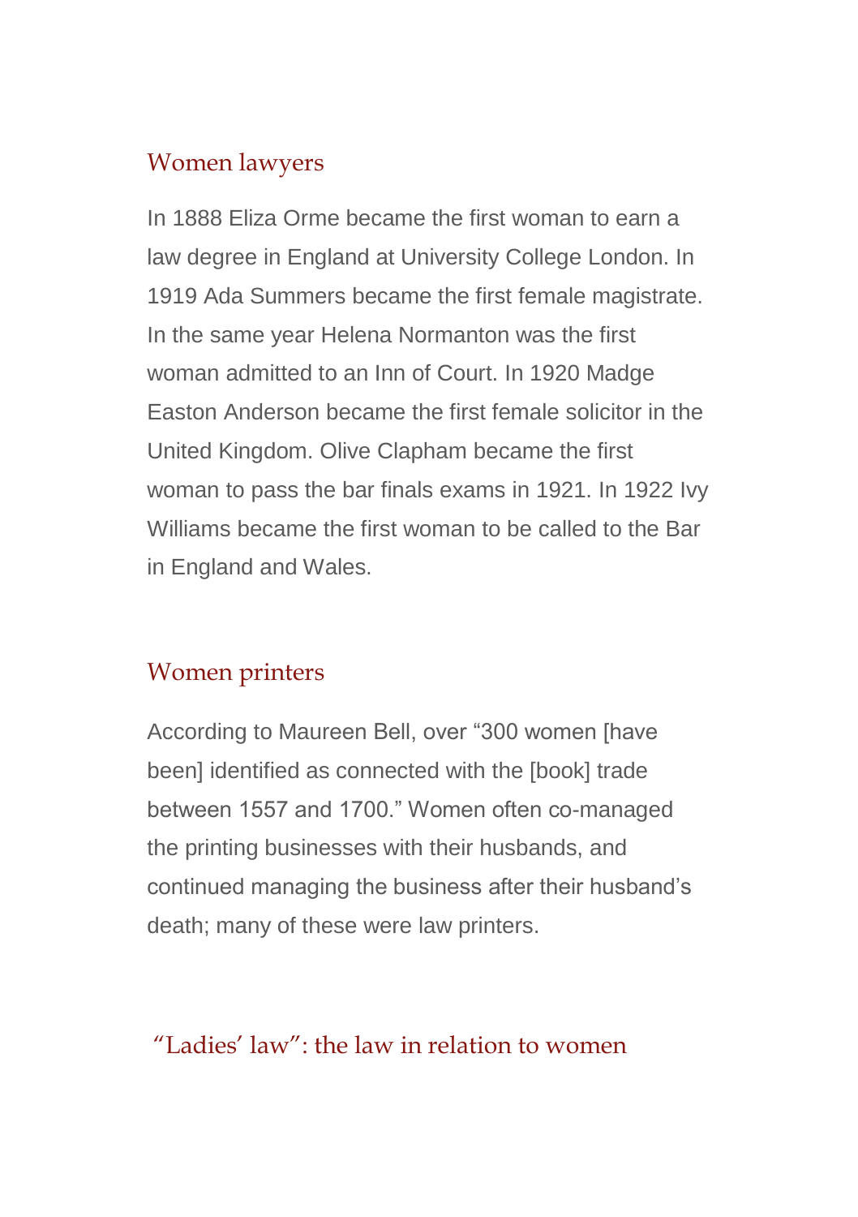## Women lawyers

In 1888 Eliza Orme became the first woman to earn a law degree in England at University College London. In 1919 Ada Summers became the first female magistrate. In the same year Helena Normanton was the first woman admitted to an Inn of Court. In 1920 Madge Easton Anderson became the first female solicitor in the United Kingdom. Olive Clapham became the first woman to pass the bar finals exams in 1921. In 1922 Ivy Williams became the first woman to be called to the Bar in England and Wales.

## Women printers

According to Maureen Bell, over "300 women [have been] identified as connected with the [book] trade between 1557 and 1700." Women often co-managed the printing businesses with their husbands, and continued managing the business after their husband's death; many of these were law printers.

## "Ladies' law": the law in relation to women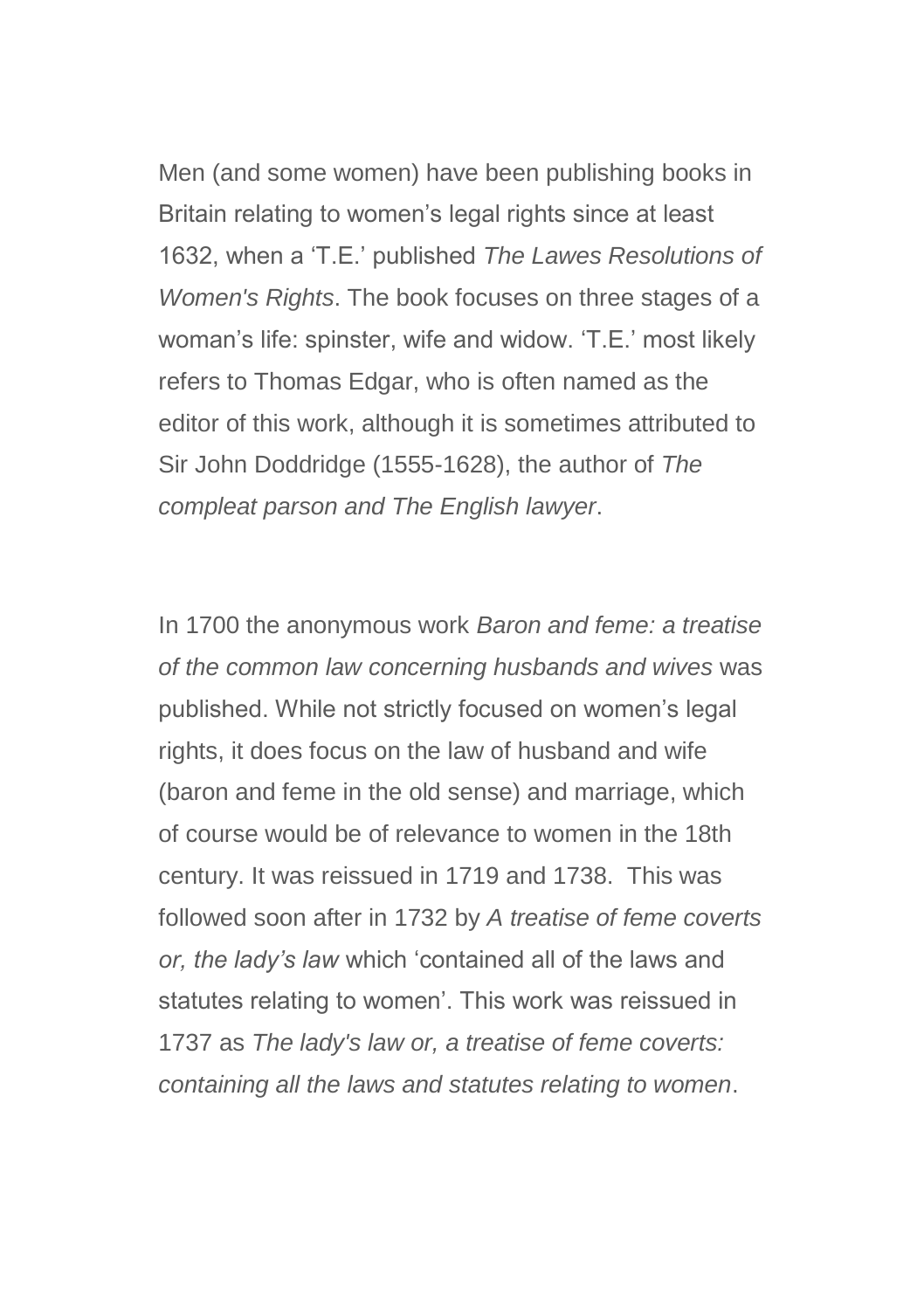Men (and some women) have been publishing books in Britain relating to women's legal rights since at least 1632, when a 'T.E.' published *The Lawes Resolutions of Women's Rights*. The book focuses on three stages of a woman's life: spinster, wife and widow. 'T.E.' most likely refers to Thomas Edgar, who is often named as the editor of this work, although it is sometimes attributed to Sir John Doddridge (1555-1628), the author of *The compleat parson and The English lawyer*.

In 1700 the anonymous work *Baron and feme: a treatise of the common law concerning husbands and wives* was published. While not strictly focused on women's legal rights, it does focus on the law of husband and wife (baron and feme in the old sense) and marriage, which of course would be of relevance to women in the 18th century. It was reissued in 1719 and 1738. This was followed soon after in 1732 by *A treatise of feme coverts or, the lady's law* which 'contained all of the laws and statutes relating to women'. This work was reissued in 1737 as *The lady's law or, a treatise of feme coverts: containing all the laws and statutes relating to women*.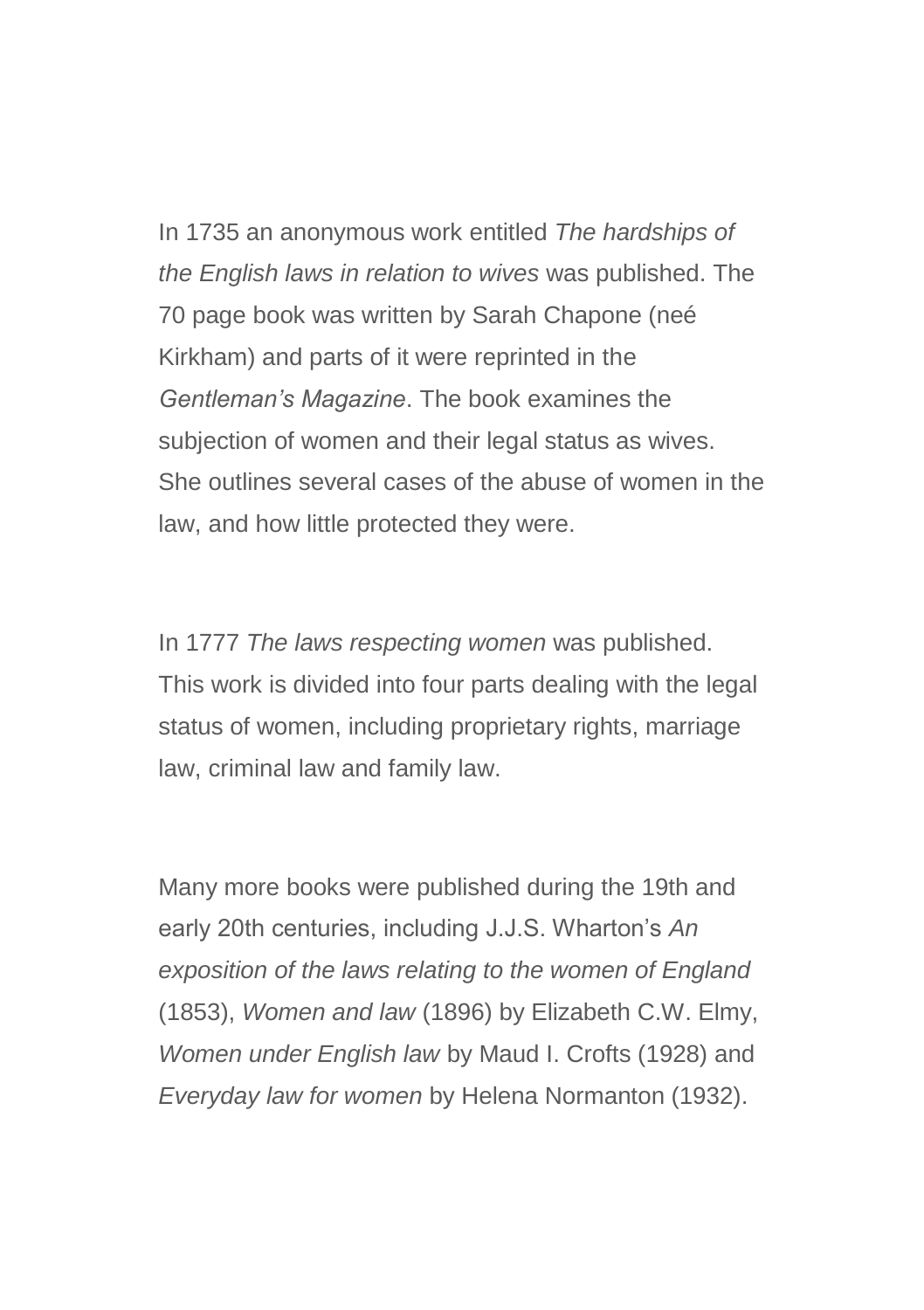In 1735 an anonymous work entitled *The hardships of the English laws in relation to wives* was published. The 70 page book was written by Sarah Chapone (neé Kirkham) and parts of it were reprinted in the *Gentleman's Magazine*. The book examines the subjection of women and their legal status as wives. She outlines several cases of the abuse of women in the law, and how little protected they were.

In 1777 *The laws respecting women* was published. This work is divided into four parts dealing with the legal status of women, including proprietary rights, marriage law, criminal law and family law.

Many more books were published during the 19th and early 20th centuries, including J.J.S. Wharton's *An exposition of the laws relating to the women of England* (1853), *Women and law* (1896) by Elizabeth C.W. Elmy, *Women under English law* by Maud I. Crofts (1928) and *Everyday law for women* by Helena Normanton (1932).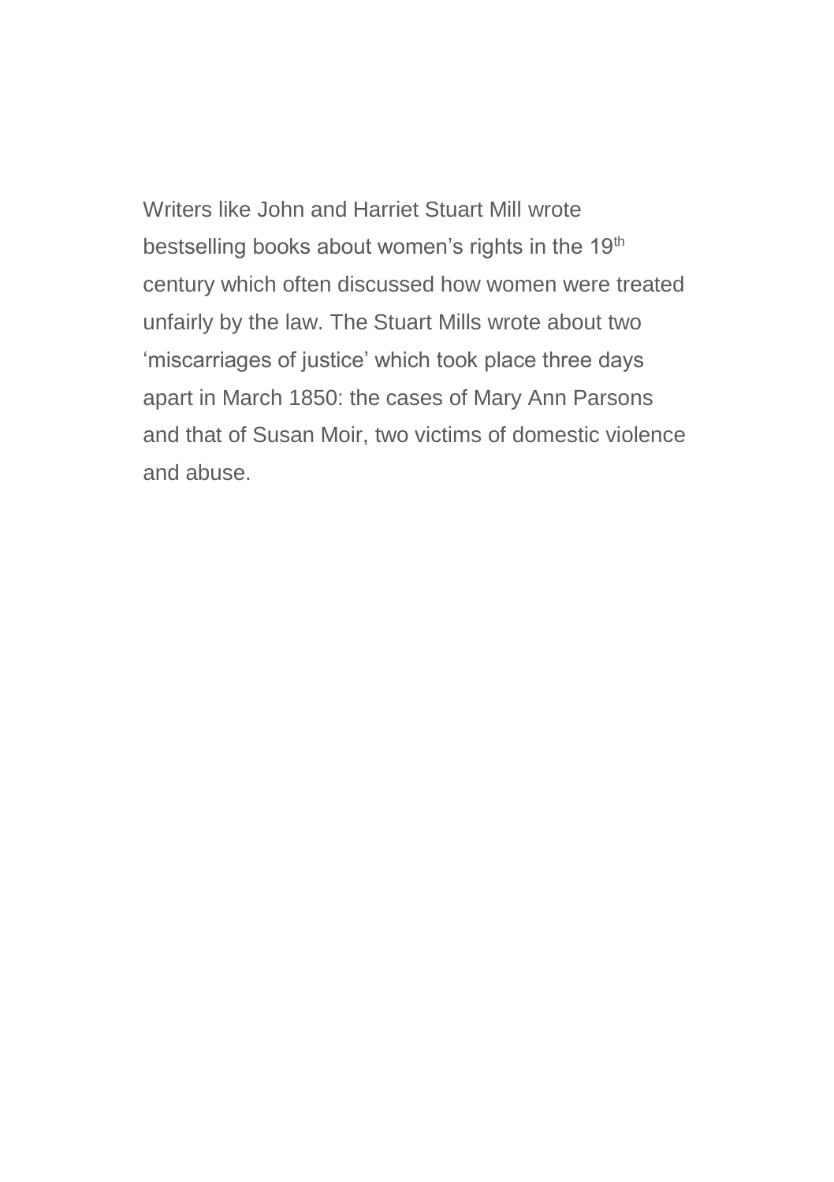Writers like John and Harriet Stuart Mill wrote bestselling books about women's rights in the 19th century which often discussed how women were treated unfairly by the law. The Stuart Mills wrote about two 'miscarriages of justice' which took place three days apart in March 1850: the cases of Mary Ann Parsons and that of Susan Moir, two victims of domestic violence and abuse.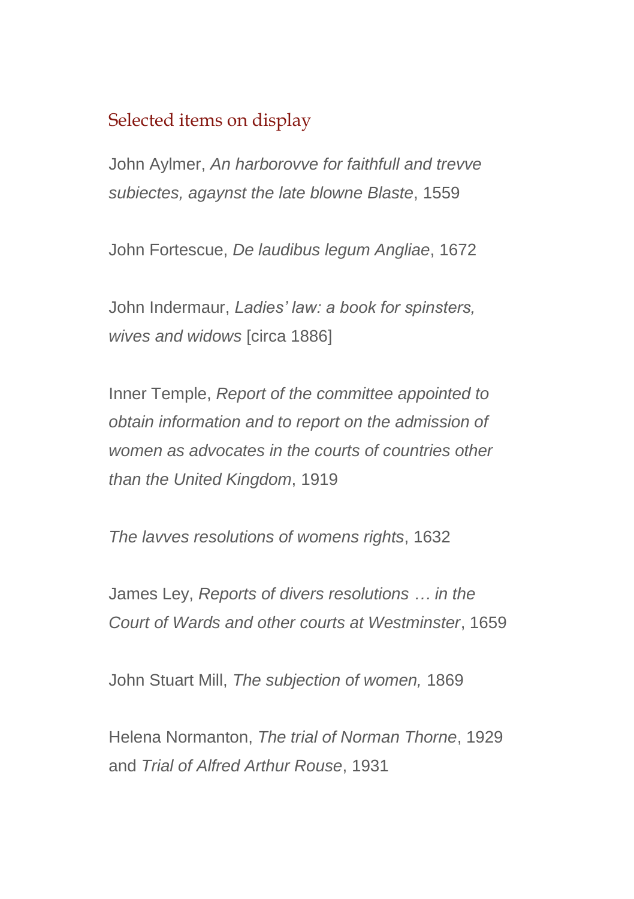## Selected items on display

John Aylmer, *An harborovve for faithfull and trevve subiectes, agaynst the late blowne Blaste*, 1559

John Fortescue, *De laudibus legum Angliae*, 1672

John Indermaur, *Ladies' law: a book for spinsters, wives and widows* [circa 1886]

Inner Temple, *Report of the committee appointed to obtain information and to report on the admission of women as advocates in the courts of countries other than the United Kingdom*, 1919

*The lavves resolutions of womens rights*, 1632

James Ley, *Reports of divers resolutions … in the Court of Wards and other courts at Westminster*, 1659

John Stuart Mill, *The subjection of women,* 1869

Helena Normanton, *The trial of Norman Thorne*, 1929 and *Trial of Alfred Arthur Rouse*, 1931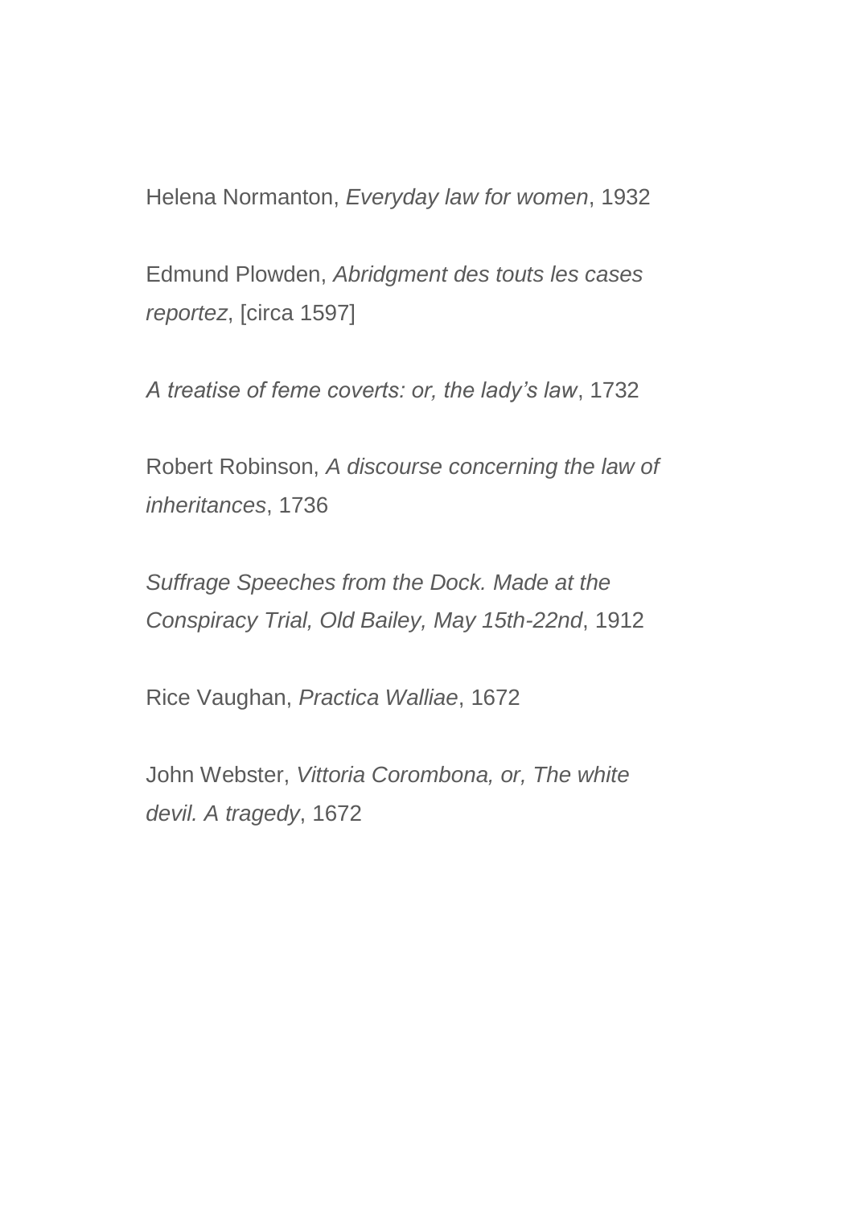Helena Normanton, *Everyday law for women*, 1932

Edmund Plowden, *Abridgment des touts les cases reportez*, [circa 1597]

*A treatise of feme coverts: or, the lady's law*, 1732

Robert Robinson, *A discourse concerning the law of inheritances*, 1736

*Suffrage Speeches from the Dock. Made at the Conspiracy Trial, Old Bailey, May 15th-22nd*, 1912

Rice Vaughan, *Practica Walliae*, 1672

John Webster, *Vittoria Corombona, or, The white devil. A tragedy*, 1672